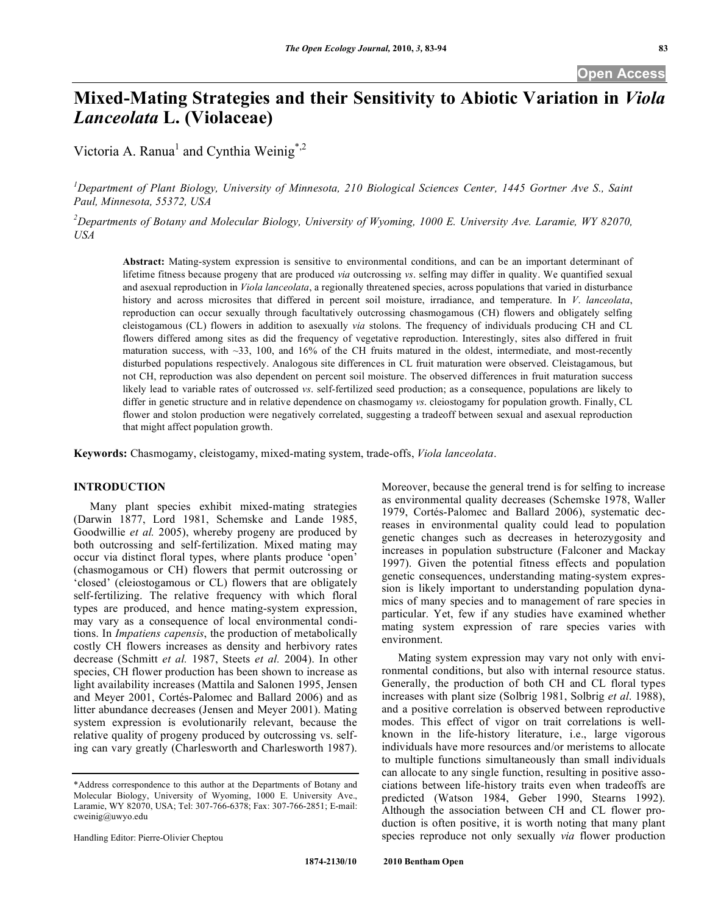# Mixed-Mating Strategies and their Sensitivity to Abiotic Variation in *Viola Lanceolata* L. (Violaceae)

Victoria A. Ranua[1] and Cynthia Weinig*[,2]

[1]Department of Plant Biology, University of Minnesota, 210 Biological Sciences Center, 1445 Gortner Ave S., Saint Paul, Minnesota, 55372, USA

[2]Departments of Botany and Molecular Biology, University of Wyoming, 1000 E. University Ave. Laramie, WY 82070, USA

**Abstract:** Mating-system expression is sensitive to environmental conditions, and can be an important determinant of lifetime fitness because progeny that are produced *via* outcrossing *vs*. selfing may differ in quality. We quantified sexual and asexual reproduction in *Viola lanceolata*, a regionally threatened species, across populations that varied in disturbance history and across microsites that differed in percent soil moisture, irradiance, and temperature. In *V. lanceolata*, reproduction can occur sexually through facultatively outcrossing chasmogamous (CH) flowers and obligately selfing cleistogamous (CL) flowers in addition to asexually *via* stolons. The frequency of individuals producing CH and CL flowers differed among sites as did the frequency of vegetative reproduction. Interestingly, sites also differed in fruit maturation success, with ~33, 100, and 16% of the CH fruits matured in the oldest, intermediate, and most-recently disturbed populations respectively. Analogous site differences in CL fruit maturation were observed. Cleistagamous, but not CH, reproduction was also dependent on percent soil moisture. The observed differences in fruit maturation success likely lead to variable rates of outcrossed *vs*. self-fertilized seed production; as a consequence, populations are likely to differ in genetic structure and in relative dependence on chasmogamy *vs*. cleiostogamy for population growth. Finally, CL flower and stolon production were negatively correlated, suggesting a tradeoff between sexual and asexual reproduction that might affect population growth.

**Keywords:** Chasmogamy, cleistogamy, mixed-mating system, trade-offs, *Viola lanceolata*.

## INTRODUCTION

Many plant species exhibit mixed-mating strategies (Darwin 1877, Lord 1981, Schemske and Lande 1985, Goodwillie *et al.* 2005), whereby progeny are produced by both outcrossing and self-fertilization. Mixed mating may occur via distinct floral types, where plants produce 'open' (chasmogamous or CH) flowers that permit outcrossing or 'closed' (cleiostogamous or CL) flowers that are obligately self-fertilizing. The relative frequency with which floral types are produced, and hence mating-system expression, may vary as a consequence of local environmental conditions. In *Impatiens capensis*, the production of metabolically costly CH flowers increases as density and herbivory rates decrease (Schmitt *et al.* 1987, Steets *et al.* 2004). In other species, CH flower production has been shown to increase as light availability increases (Mattila and Salonen 1995, Jensen and Meyer 2001, Cortés-Palomec and Ballard 2006) and as litter abundance decreases (Jensen and Meyer 2001). Mating system expression is evolutionarily relevant, because the relative quality of progeny produced by outcrossing vs. selfing can vary greatly (Charlesworth and Charlesworth 1987). Moreover, because the general trend is for selfing to increase as environmental quality decreases (Schemske 1978, Waller 1979, Cortés-Palomec and Ballard 2006), systematic decreases in environmental quality could lead to population genetic changes such as decreases in heterozygosity and increases in population substructure (Falconer and Mackay 1997). Given the potential fitness effects and population genetic consequences, understanding mating-system expression is likely important to understanding population dynamics of many species and to management of rare species in particular. Yet, few if any studies have examined whether mating system expression of rare species varies with environment.

Mating system expression may vary not only with environmental conditions, but also with internal resource status. Generally, the production of both CH and CL floral types increases with plant size (Solbrig 1981, Solbrig *et al*. 1988), and a positive correlation is observed between reproductive modes. This effect of vigor on trait correlations is well-known in the life-history literature, i.e., large vigorous individuals have more resources and/or meristems to allocate to multiple functions simultaneously than small individuals can allocate to any single function, resulting in positive associations between life-history traits even when tradeoffs are predicted (Watson 1984, Geber 1990, Stearns 1992). Although the association between CH and CL flower production is often positive, it is worth noting that many plant species reproduce not only sexually *via* flower production

*Address correspondence to this author at the Departments of Botany and Molecular Biology, University of Wyoming, 1000 E. University Ave., Laramie, WY 82070, USA; Tel: 307-766-6378; Fax: 307-766-2851; E-mail: cweinig@uwyo.edu

Handling Editor: Pierre-Olivier Cheptou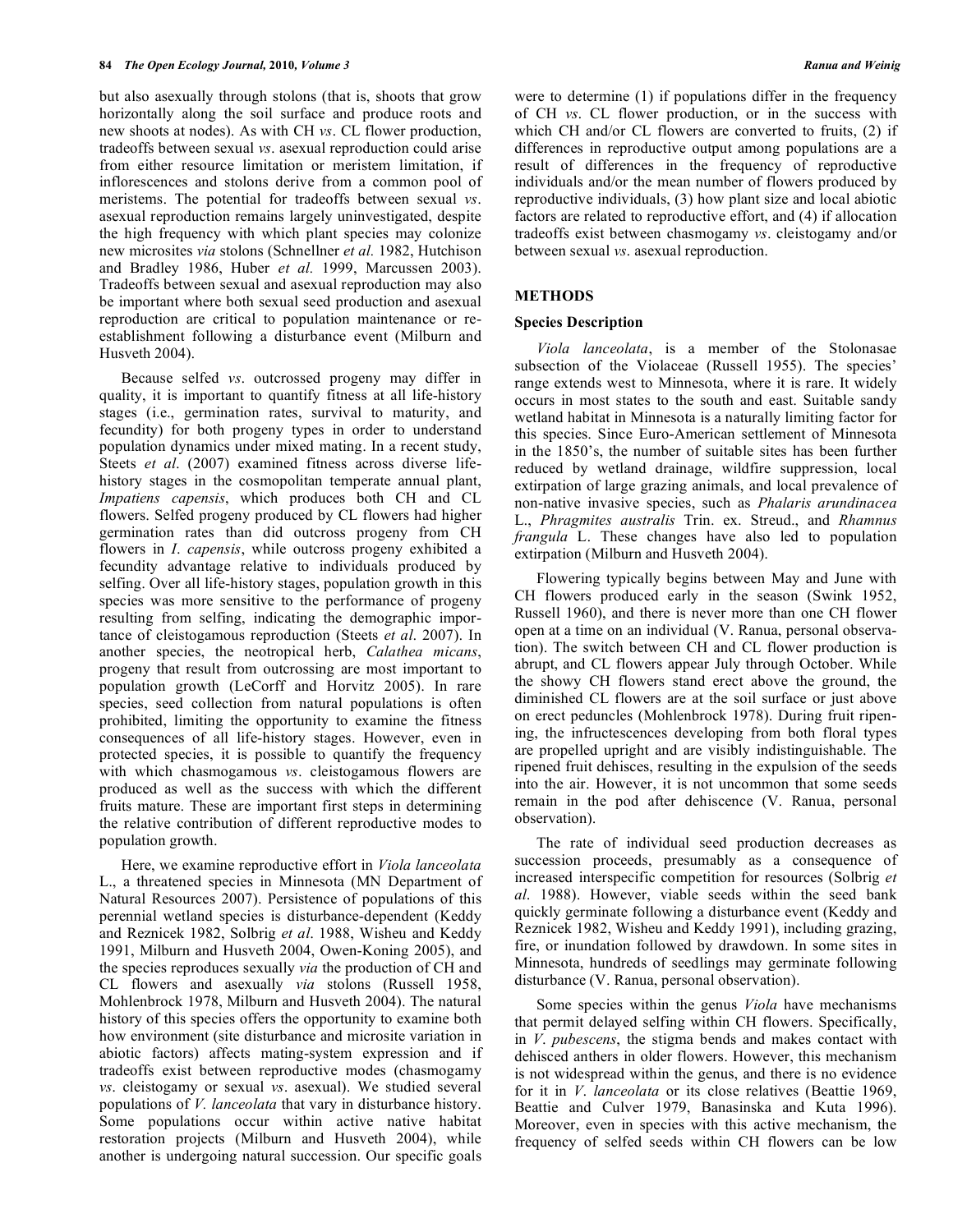but also asexually through stolons (that is, shoots that grow horizontally along the soil surface and produce roots and new shoots at nodes). As with CH *vs*. CL flower production, tradeoffs between sexual *vs*. asexual reproduction could arise from either resource limitation or meristem limitation, if inflorescences and stolons derive from a common pool of meristems. The potential for tradeoffs between sexual *vs*. asexual reproduction remains largely uninvestigated, despite the high frequency with which plant species may colonize new microsites *via* stolons (Schnellner *et al.* 1982, Hutchison and Bradley 1986, Huber *et al.* 1999, Marcussen 2003). Tradeoffs between sexual and asexual reproduction may also be important where both sexual seed production and asexual reproduction are critical to population maintenance or re-establishment following a disturbance event (Milburn and Husveth 2004).

Because selfed *vs*. outcrossed progeny may differ in quality, it is important to quantify fitness at all life-history stages (i.e., germination rates, survival to maturity, and fecundity) for both progeny types in order to understand population dynamics under mixed mating. In a recent study, Steets *et al*. (2007) examined fitness across diverse life-history stages in the cosmopolitan temperate annual plant, *Impatiens capensis*, which produces both CH and CL flowers. Selfed progeny produced by CL flowers had higher germination rates than did outcross progeny from CH flowers in *I. capensis*, while outcross progeny exhibited a fecundity advantage relative to individuals produced by selfing. Over all life-history stages, population growth in this species was more sensitive to the performance of progeny resulting from selfing, indicating the demographic importance of cleistogamous reproduction (Steets *et al*. 2007). In another species, the neotropical herb, *Calathea micans*, progeny that result from outcrossing are most important to population growth (LeCorff and Horvitz 2005). In rare species, seed collection from natural populations is often prohibited, limiting the opportunity to examine the fitness consequences of all life-history stages. However, even in protected species, it is possible to quantify the frequency with which chasmogamous *vs*. cleistogamous flowers are produced as well as the success with which the different fruits mature. These are important first steps in determining the relative contribution of different reproductive modes to population growth.

Here, we examine reproductive effort in *Viola lanceolata* L., a threatened species in Minnesota (MN Department of Natural Resources 2007). Persistence of populations of this perennial wetland species is disturbance-dependent (Keddy and Reznicek 1982, Solbrig *et al*. 1988, Wisheu and Keddy 1991, Milburn and Husveth 2004, Owen-Koning 2005), and the species reproduces sexually *via* the production of CH and CL flowers and asexually *via* stolons (Russell 1958, Mohlenbrock 1978, Milburn and Husveth 2004). The natural history of this species offers the opportunity to examine both how environment (site disturbance and microsite variation in abiotic factors) affects mating-system expression and if tradeoffs exist between reproductive modes (chasmogamy *vs*. cleistogamy or sexual *vs*. asexual). We studied several populations of *V. lanceolata* that vary in disturbance history. Some populations occur within active native habitat restoration projects (Milburn and Husveth 2004), while another is undergoing natural succession. Our specific goals were to determine (1) if populations differ in the frequency of CH *vs*. CL flower production, or in the success with which CH and/or CL flowers are converted to fruits, (2) if differences in reproductive output among populations are a result of differences in the frequency of reproductive individuals and/or the mean number of flowers produced by reproductive individuals, (3) how plant size and local abiotic factors are related to reproductive effort, and (4) if allocation tradeoffs exist between chasmogamy *vs*. cleistogamy and/or between sexual *vs*. asexual reproduction.

## METHODS

### Species Description

*Viola lanceolata*, is a member of the Stolonasae subsection of the Violaceae (Russell 1955). The species' range extends west to Minnesota, where it is rare. It widely occurs in most states to the south and east. Suitable sandy wetland habitat in Minnesota is a naturally limiting factor for this species. Since Euro-American settlement of Minnesota in the 1850's, the number of suitable sites has been further reduced by wetland drainage, wildfire suppression, local extirpation of large grazing animals, and local prevalence of non-native invasive species, such as *Phalaris arundinacea* L., *Phragmites australis* Trin. ex. Streud., and *Rhamnus frangula* L. These changes have also led to population extirpation (Milburn and Husveth 2004).

Flowering typically begins between May and June with CH flowers produced early in the season (Swink 1952, Russell 1960), and there is never more than one CH flower open at a time on an individual (V. Ranua, personal observation). The switch between CH and CL flower production is abrupt, and CL flowers appear July through October. While the showy CH flowers stand erect above the ground, the diminished CL flowers are at the soil surface or just above on erect peduncles (Mohlenbrock 1978). During fruit ripening, the infructescences developing from both floral types are propelled upright and are visibly indistinguishable. The ripened fruit dehisces, resulting in the expulsion of the seeds into the air. However, it is not uncommon that some seeds remain in the pod after dehiscence (V. Ranua, personal observation).

The rate of individual seed production decreases as succession proceeds, presumably as a consequence of increased interspecific competition for resources (Solbrig *et al*. 1988). However, viable seeds within the seed bank quickly germinate following a disturbance event (Keddy and Reznicek 1982, Wisheu and Keddy 1991), including grazing, fire, or inundation followed by drawdown. In some sites in Minnesota, hundreds of seedlings may germinate following disturbance (V. Ranua, personal observation).

Some species within the genus *Viola* have mechanisms that permit delayed selfing within CH flowers. Specifically, in *V. pubescens*, the stigma bends and makes contact with dehisced anthers in older flowers. However, this mechanism is not widespread within the genus, and there is no evidence for it in *V. lanceolata* or its close relatives (Beattie 1969, Beattie and Culver 1979, Banasinska and Kuta 1996). Moreover, even in species with this active mechanism, the frequency of selfed seeds within CH flowers can be low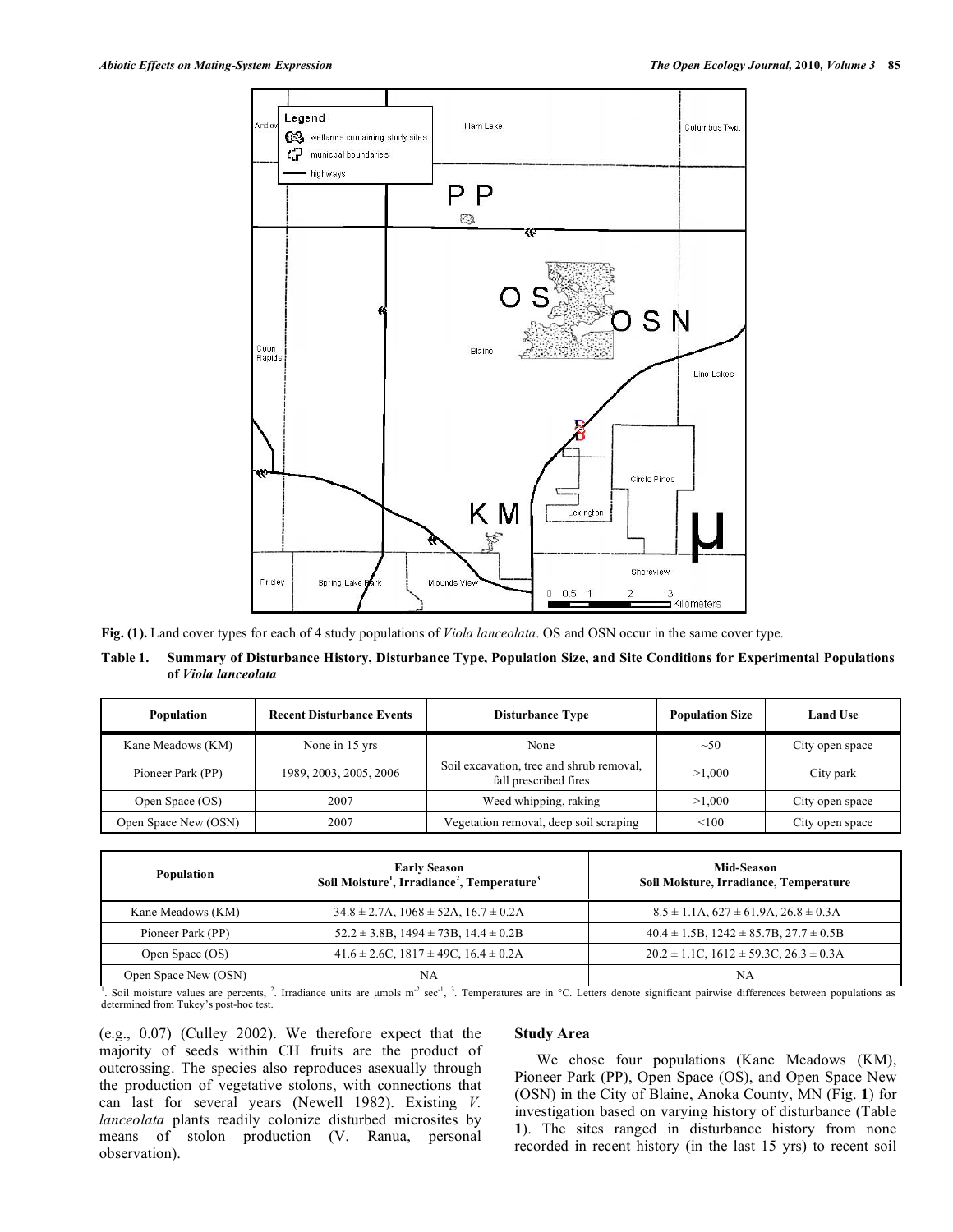**Fig. (1).** Land cover types for each of 4 study populations of *Viola lanceolata*. OS and OSN occur in the same cover type.

**Table 1. Summary of Disturbance History, Disturbance Type, Population Size, and Site Conditions for Experimental Populations of *Viola lanceolata***

| Population | Recent Disturbance Events | Disturbance Type | Population Size | Land Use |
|---|---|---|---|---|
| Kane Meadows (KM) | None in 15 yrs | None | ~50 | City open space |
| Pioneer Park (PP) | 1989, 2003, 2005, 2006 | Soil excavation, tree and shrub removal, fall prescribed fires | >1,000 | City park |
| Open Space (OS) | 2007 | Weed whipping, raking | >1,000 | City open space |
| Open Space New (OSN) | 2007 | Vegetation removal, deep soil scraping | <100 | City open space |

| Population | Early Season<br>Soil Moisture[1], Irradiance[2], Temperature[3] | Mid-Season<br>Soil Moisture, Irradiance, Temperature |
|---|---|---|
| Kane Meadows (KM) | 34.8 ± 2.7A, 1068 ± 52A, 16.7 ± 0.2A | 8.5 ± 1.1A, 627 ± 61.9A, 26.8 ± 0.3A |
| Pioneer Park (PP) | 52.2 ± 3.8B, 1494 ± 73B, 14.4 ± 0.2B | 40.4 ± 1.5B, 1242 ± 85.7B, 27.7 ± 0.5B |
| Open Space (OS) | 41.6 ± 2.6C, 1817 ± 49C, 16.4 ± 0.2A | 20.2 ± 1.1C, 1612 ± 59.3C, 26.3 ± 0.3A |
| Open Space New (OSN) | NA | NA |

[1]. Soil moisture values are percents, [2]. Irradiance units are μmols $m^{-2}$ $sec^{-1}$, [3]. Temperatures are in °C. Letters denote significant pairwise differences between populations as determined from Tukey's post-hoc test.

(e.g., 0.07) (Culley 2002). We therefore expect that the majority of seeds within CH fruits are the product of outcrossing. The species also reproduces asexually through the production of vegetative stolons, with connections that can last for several years (Newell 1982). Existing *V. lanceolata* plants readily colonize disturbed microsites by means of stolon production (V. Ranua, personal observation).

## Study Area

We chose four populations (Kane Meadows (KM), Pioneer Park (PP), Open Space (OS), and Open Space New (OSN) in the City of Blaine, Anoka County, MN (Fig. **1**) for investigation based on varying history of disturbance (Table **1**). The sites ranged in disturbance history from none recorded in recent history (in the last 15 yrs) to recent soil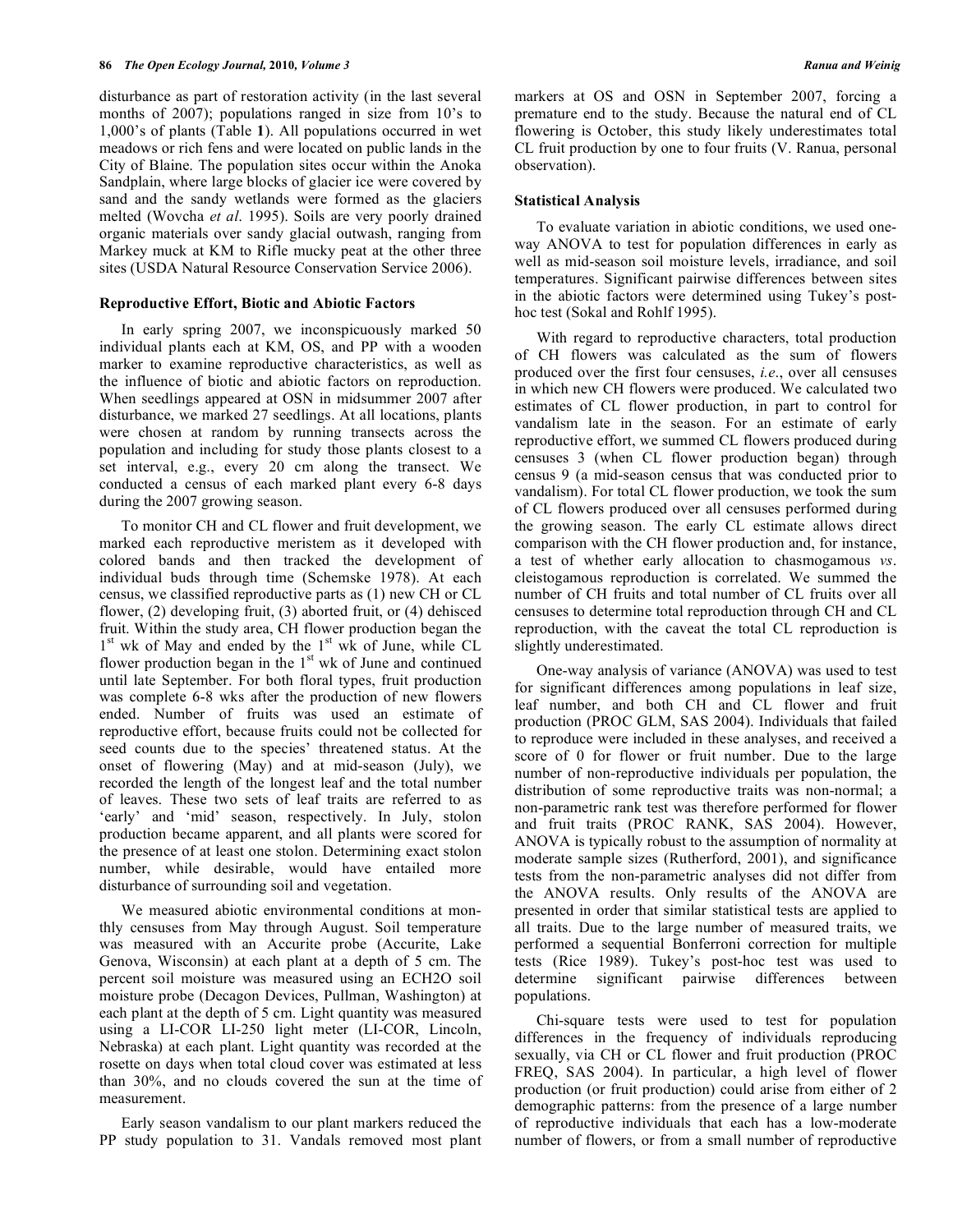disturbance as part of restoration activity (in the last several months of 2007); populations ranged in size from 10's to 1,000's of plants (Table **1**). All populations occurred in wet meadows or rich fens and were located on public lands in the City of Blaine. The population sites occur within the Anoka Sandplain, where large blocks of glacier ice were covered by sand and the sandy wetlands were formed as the glaciers melted (Wovcha *et al*. 1995). Soils are very poorly drained organic materials over sandy glacial outwash, ranging from Markey muck at KM to Rifle mucky peat at the other three sites (USDA Natural Resource Conservation Service 2006).

### Reproductive Effort, Biotic and Abiotic Factors

In early spring 2007, we inconspicuously marked 50 individual plants each at KM, OS, and PP with a wooden marker to examine reproductive characteristics, as well as the influence of biotic and abiotic factors on reproduction. When seedlings appeared at OSN in midsummer 2007 after disturbance, we marked 27 seedlings. At all locations, plants were chosen at random by running transects across the population and including for study those plants closest to a set interval, e.g., every 20 cm along the transect. We conducted a census of each marked plant every 6-8 days during the 2007 growing season.

To monitor CH and CL flower and fruit development, we marked each reproductive meristem as it developed with colored bands and then tracked the development of individual buds through time (Schemske 1978). At each census, we classified reproductive parts as (1) new CH or CL flower, (2) developing fruit, (3) aborted fruit, or (4) dehisced fruit. Within the study area, CH flower production began the 1st wk of May and ended by the 1st wk of June, while CL flower production began in the 1st wk of June and continued until late September. For both floral types, fruit production was complete 6-8 wks after the production of new flowers ended. Number of fruits was used an estimate of reproductive effort, because fruits could not be collected for seed counts due to the species' threatened status. At the onset of flowering (May) and at mid-season (July), we recorded the length of the longest leaf and the total number of leaves. These two sets of leaf traits are referred to as 'early' and 'mid' season, respectively. In July, stolon production became apparent, and all plants were scored for the presence of at least one stolon. Determining exact stolon number, while desirable, would have entailed more disturbance of surrounding soil and vegetation.

We measured abiotic environmental conditions at monthly censuses from May through August. Soil temperature was measured with an Accurite probe (Accurite, Lake Genova, Wisconsin) at each plant at a depth of 5 cm. The percent soil moisture was measured using an ECH2O soil moisture probe (Decagon Devices, Pullman, Washington) at each plant at the depth of 5 cm. Light quantity was measured using a LI-COR LI-250 light meter (LI-COR, Lincoln, Nebraska) at each plant. Light quantity was recorded at the rosette on days when total cloud cover was estimated at less than 30%, and no clouds covered the sun at the time of measurement.

Early season vandalism to our plant markers reduced the PP study population to 31. Vandals removed most plant markers at OS and OSN in September 2007, forcing a premature end to the study. Because the natural end of CL flowering is October, this study likely underestimates total CL fruit production by one to four fruits (V. Ranua, personal observation).

### Statistical Analysis

To evaluate variation in abiotic conditions, we used one-way ANOVA to test for population differences in early as well as mid-season soil moisture levels, irradiance, and soil temperatures. Significant pairwise differences between sites in the abiotic factors were determined using Tukey's post-hoc test (Sokal and Rohlf 1995).

With regard to reproductive characters, total production of CH flowers was calculated as the sum of flowers produced over the first four censuses, *i.e*., over all censuses in which new CH flowers were produced. We calculated two estimates of CL flower production, in part to control for vandalism late in the season. For an estimate of early reproductive effort, we summed CL flowers produced during censuses 3 (when CL flower production began) through census 9 (a mid-season census that was conducted prior to vandalism). For total CL flower production, we took the sum of CL flowers produced over all censuses performed during the growing season. The early CL estimate allows direct comparison with the CH flower production and, for instance, a test of whether early allocation to chasmogamous *vs*. cleistogamous reproduction is correlated. We summed the number of CH fruits and total number of CL fruits over all censuses to determine total reproduction through CH and CL reproduction, with the caveat the total CL reproduction is slightly underestimated.

One-way analysis of variance (ANOVA) was used to test for significant differences among populations in leaf size, leaf number, and both CH and CL flower and fruit production (PROC GLM, SAS 2004). Individuals that failed to reproduce were included in these analyses, and received a score of 0 for flower or fruit number. Due to the large number of non-reproductive individuals per population, the distribution of some reproductive traits was non-normal; a non-parametric rank test was therefore performed for flower and fruit traits (PROC RANK, SAS 2004). However, ANOVA is typically robust to the assumption of normality at moderate sample sizes (Rutherford, 2001), and significance tests from the non-parametric analyses did not differ from the ANOVA results. Only results of the ANOVA are presented in order that similar statistical tests are applied to all traits. Due to the large number of measured traits, we performed a sequential Bonferroni correction for multiple tests (Rice 1989). Tukey's post-hoc test was used to determine significant pairwise differences between populations.

Chi-square tests were used to test for population differences in the frequency of individuals reproducing sexually, via CH or CL flower and fruit production (PROC FREQ, SAS 2004). In particular, a high level of flower production (or fruit production) could arise from either of 2 demographic patterns: from the presence of a large number of reproductive individuals that each has a low-moderate number of flowers, or from a small number of reproductive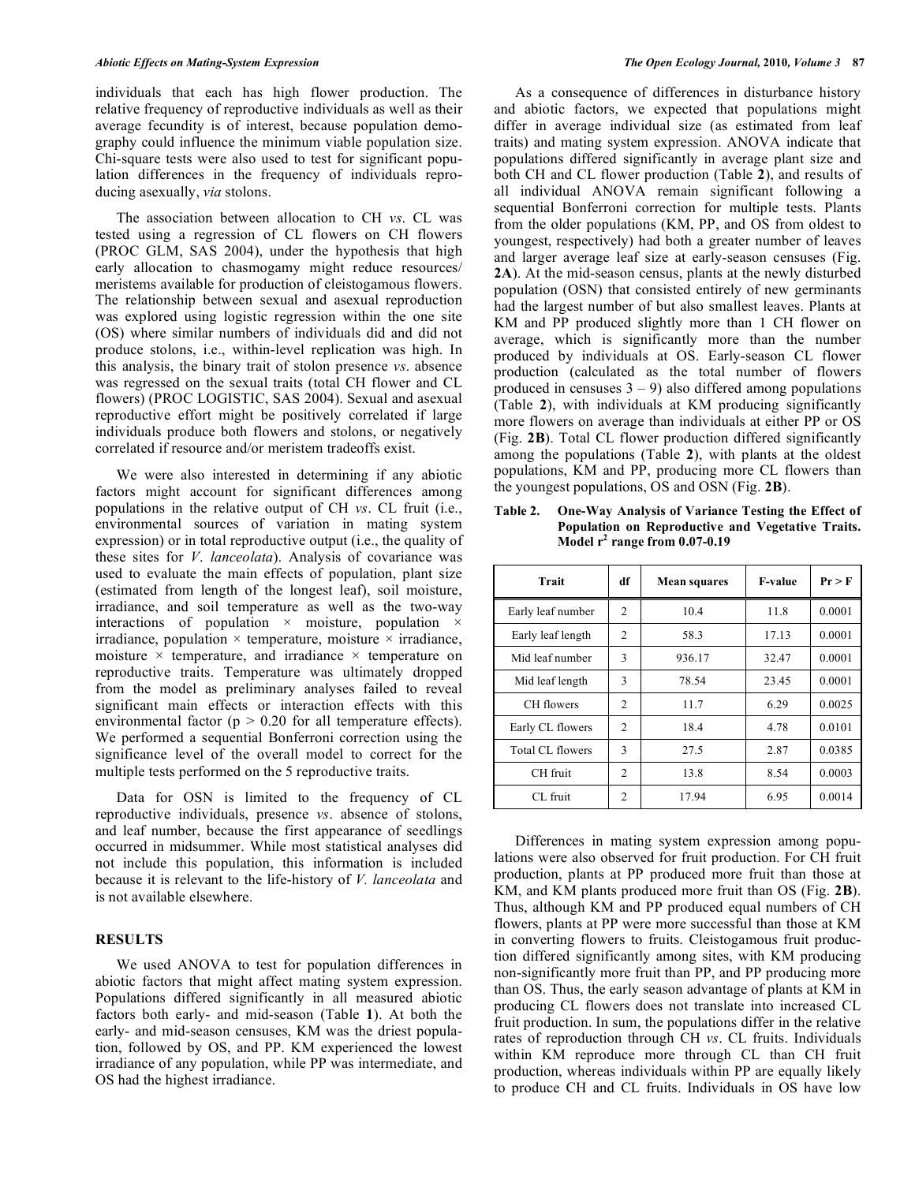individuals that each has high flower production. The relative frequency of reproductive individuals as well as their average fecundity is of interest, because population demography could influence the minimum viable population size. Chi-square tests were also used to test for significant population differences in the frequency of individuals reproducing asexually, *via* stolons.

The association between allocation to CH *vs*. CL was tested using a regression of CL flowers on CH flowers (PROC GLM, SAS 2004), under the hypothesis that high early allocation to chasmogamy might reduce resources/ meristems available for production of cleistogamous flowers. The relationship between sexual and asexual reproduction was explored using logistic regression within the one site (OS) where similar numbers of individuals did and did not produce stolons, i.e., within-level replication was high. In this analysis, the binary trait of stolon presence *vs*. absence was regressed on the sexual traits (total CH flower and CL flowers) (PROC LOGISTIC, SAS 2004). Sexual and asexual reproductive effort might be positively correlated if large individuals produce both flowers and stolons, or negatively correlated if resource and/or meristem tradeoffs exist.

We were also interested in determining if any abiotic factors might account for significant differences among populations in the relative output of CH *vs*. CL fruit (i.e., environmental sources of variation in mating system expression) or in total reproductive output (i.e., the quality of these sites for *V. lanceolata*). Analysis of covariance was used to evaluate the main effects of population, plant size (estimated from length of the longest leaf), soil moisture, irradiance, and soil temperature as well as the two-way interactions of population × moisture, population × irradiance, population × temperature, moisture × irradiance, moisture × temperature, and irradiance × temperature on reproductive traits. Temperature was ultimately dropped from the model as preliminary analyses failed to reveal significant main effects or interaction effects with this environmental factor ($p > 0.20$ for all temperature effects). We performed a sequential Bonferroni correction using the significance level of the overall model to correct for the multiple tests performed on the 5 reproductive traits.

Data for OSN is limited to the frequency of CL reproductive individuals, presence *vs*. absence of stolons, and leaf number, because the first appearance of seedlings occurred in midsummer. While most statistical analyses did not include this population, this information is included because it is relevant to the life-history of *V. lanceolata* and is not available elsewhere.

## RESULTS

We used ANOVA to test for population differences in abiotic factors that might affect mating system expression. Populations differed significantly in all measured abiotic factors both early- and mid-season (Table **1**). At both the early- and mid-season censuses, KM was the driest population, followed by OS, and PP. KM experienced the lowest irradiance of any population, while PP was intermediate, and OS had the highest irradiance.

As a consequence of differences in disturbance history and abiotic factors, we expected that populations might differ in average individual size (as estimated from leaf traits) and mating system expression. ANOVA indicate that populations differed significantly in average plant size and both CH and CL flower production (Table **2**), and results of all individual ANOVA remain significant following a sequential Bonferroni correction for multiple tests. Plants from the older populations (KM, PP, and OS from oldest to youngest, respectively) had both a greater number of leaves and larger average leaf size at early-season censuses (Fig. **2A**). At the mid-season census, plants at the newly disturbed population (OSN) that consisted entirely of new germinants had the largest number of but also smallest leaves. Plants at KM and PP produced slightly more than 1 CH flower on average, which is significantly more than the number produced by individuals at OS. Early-season CL flower production (calculated as the total number of flowers produced in censuses 3 – 9) also differed among populations (Table **2**), with individuals at KM producing significantly more flowers on average than individuals at either PP or OS (Fig. **2B**). Total CL flower production differed significantly among the populations (Table **2**), with plants at the oldest populations, KM and PP, producing more CL flowers than the youngest populations, OS and OSN (Fig. **2B**).

**Table 2. One-Way Analysis of Variance Testing the Effect of Population on Reproductive and Vegetative Traits. Model $r^2$ range from 0.07-0.19**

| Trait | df | Mean squares | F-value | Pr > F |
|---|---|---|---|---|
| Early leaf number | 2 | 10.4 | 11.8 | 0.0001 |
| Early leaf length | 2 | 58.3 | 17.13 | 0.0001 |
| Mid leaf number | 3 | 936.17 | 32.47 | 0.0001 |
| Mid leaf length | 3 | 78.54 | 23.45 | 0.0001 |
| CH flowers | 2 | 11.7 | 6.29 | 0.0025 |
| Early CL flowers | 2 | 18.4 | 4.78 | 0.0101 |
| Total CL flowers | 3 | 27.5 | 2.87 | 0.0385 |
| CH fruit | 2 | 13.8 | 8.54 | 0.0003 |
| CL fruit | 2 | 17.94 | 6.95 | 0.0014 |

Differences in mating system expression among populations were also observed for fruit production. For CH fruit production, plants at PP produced more fruit than those at KM, and KM plants produced more fruit than OS (Fig. **2B**). Thus, although KM and PP produced equal numbers of CH flowers, plants at PP were more successful than those at KM in converting flowers to fruits. Cleistogamous fruit production differed significantly among sites, with KM producing non-significantly more fruit than PP, and PP producing more than OS. Thus, the early season advantage of plants at KM in producing CL flowers does not translate into increased CL fruit production. In sum, the populations differ in the relative rates of reproduction through CH *vs*. CL fruits. Individuals within KM reproduce more through CL than CH fruit production, whereas individuals within PP are equally likely to produce CH and CL fruits. Individuals in OS have low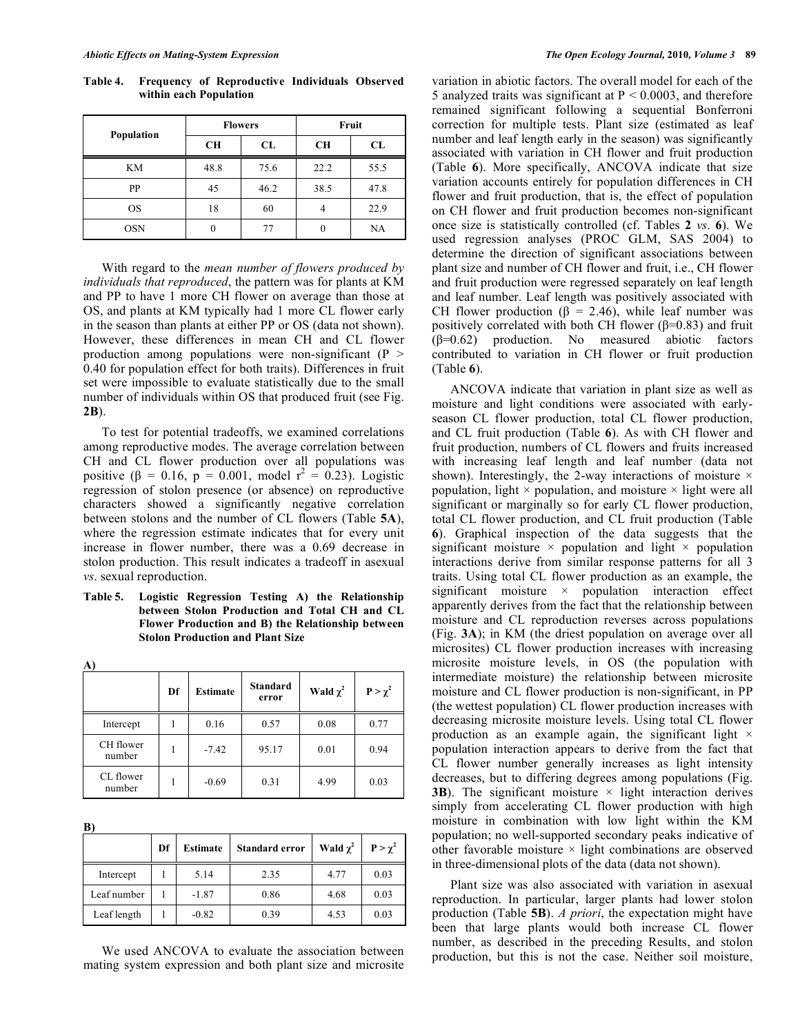**Table 4. Frequency of Reproductive Individuals Observed within each Population**

| Population | Flowers | | Fruit | |
|---|---|---|---|---|
| | CH | CL | CH | CL |
| KM | 48.8 | 75.6 | 22.2 | 55.5 |
| PP | 45 | 46.2 | 38.5 | 47.8 |
| OS | 18 | 60 | 4 | 22.9 |
| OSN | 0 | 77 | 0 | NA |

With regard to the *mean number of flowers produced by individuals that reproduced*, the pattern was for plants at KM and PP to have 1 more CH flower on average than those at OS, and plants at KM typically had 1 more CL flower early in the season than plants at either PP or OS (data not shown). However, these differences in mean CH and CL flower production among populations were non-significant ($P > 0.40$ for population effect for both traits). Differences in fruit set were impossible to evaluate statistically due to the small number of individuals within OS that produced fruit (see Fig. **2B**).

To test for potential tradeoffs, we examined correlations among reproductive modes. The average correlation between CH and CL flower production over all populations was positive ($\beta = 0.16$, $p = 0.001$, model $r^2 = 0.23$). Logistic regression of stolon presence (or absence) on reproductive characters showed a significantly negative correlation between stolons and the number of CL flowers (Table **5A**), where the regression estimate indicates that for every unit increase in flower number, there was a 0.69 decrease in stolon production. This result indicates a tradeoff in asexual *vs*. sexual reproduction.

**Table 5. Logistic Regression Testing A) the Relationship between Stolon Production and Total CH and CL Flower Production and B) the Relationship between Stolon Production and Plant Size**

**A)**

| | Df | Estimate | Standard error | Wald $\chi^2$ | $P > \chi^2$ |
|---|---|---|---|---|---|
| Intercept | 1 | 0.16 | 0.57 | 0.08 | 0.77 |
| CH flower number | 1 | -7.42 | 95.17 | 0.01 | 0.94 |
| CL flower number | 1 | -0.69 | 0.31 | 4.99 | 0.03 |

**B)**

| | Df | Estimate | Standard error | Wald $\chi^2$ | $P > \chi^2$ |
|---|---|---|---|---|---|
| Intercept | 1 | 5.14 | 2.35 | 4.77 | 0.03 |
| Leaf number | 1 | -1.87 | 0.86 | 4.68 | 0.03 |
| Leaf length | 1 | -0.82 | 0.39 | 4.53 | 0.03 |

We used ANCOVA to evaluate the association between mating system expression and both plant size and microsite variation in abiotic factors. The overall model for each of the 5 analyzed traits was significant at $P < 0.0003$, and therefore remained significant following a sequential Bonferroni correction for multiple tests. Plant size (estimated as leaf number and leaf length early in the season) was significantly associated with variation in CH flower and fruit production (Table **6**). More specifically, ANCOVA indicate that size variation accounts entirely for population differences in CH flower and fruit production, that is, the effect of population on CH flower and fruit production becomes non-significant once size is statistically controlled (cf. Tables **2** *vs*. **6**). We used regression analyses (PROC GLM, SAS 2004) to determine the direction of significant associations between plant size and number of CH flower and fruit, i.e., CH flower and fruit production were regressed separately on leaf length and leaf number. Leaf length was positively associated with CH flower production ($\beta = 2.46$), while leaf number was positively correlated with both CH flower ($\beta$=0.83) and fruit ($\beta$=0.62) production. No measured abiotic factors contributed to variation in CH flower or fruit production (Table **6**).

ANCOVA indicate that variation in plant size as well as moisture and light conditions were associated with early-season CL flower production, total CL flower production, and CL fruit production (Table **6**). As with CH flower and fruit production, numbers of CL flowers and fruits increased with increasing leaf length and leaf number (data not shown). Interestingly, the 2-way interactions of moisture × population, light × population, and moisture × light were all significant or marginally so for early CL flower production, total CL flower production, and CL fruit production (Table **6**). Graphical inspection of the data suggests that the significant moisture × population and light × population interactions derive from similar response patterns for all 3 traits. Using total CL flower production as an example, the significant moisture × population interaction effect apparently derives from the fact that the relationship between moisture and CL reproduction reverses across populations (Fig. **3A**); in KM (the driest population on average over all microsites) CL flower production increases with increasing microsite moisture levels, in OS (the population with intermediate moisture) the relationship between microsite moisture and CL flower production is non-significant, in PP (the wettest population) CL flower production increases with decreasing microsite moisture levels. Using total CL flower production as an example again, the significant light × population interaction appears to derive from the fact that CL flower number generally increases as light intensity decreases, but to differing degrees among populations (Fig. **3B**). The significant moisture × light interaction derives simply from accelerating CL flower production with high moisture in combination with low light within the KM population; no well-supported secondary peaks indicative of other favorable moisture × light combinations are observed in three-dimensional plots of the data (data not shown).

Plant size was also associated with variation in asexual reproduction. In particular, larger plants had lower stolon production (Table **5B**). *A priori*, the expectation might have been that large plants would both increase CL flower number, as described in the preceding Results, and stolon production, but this is not the case. Neither soil moisture,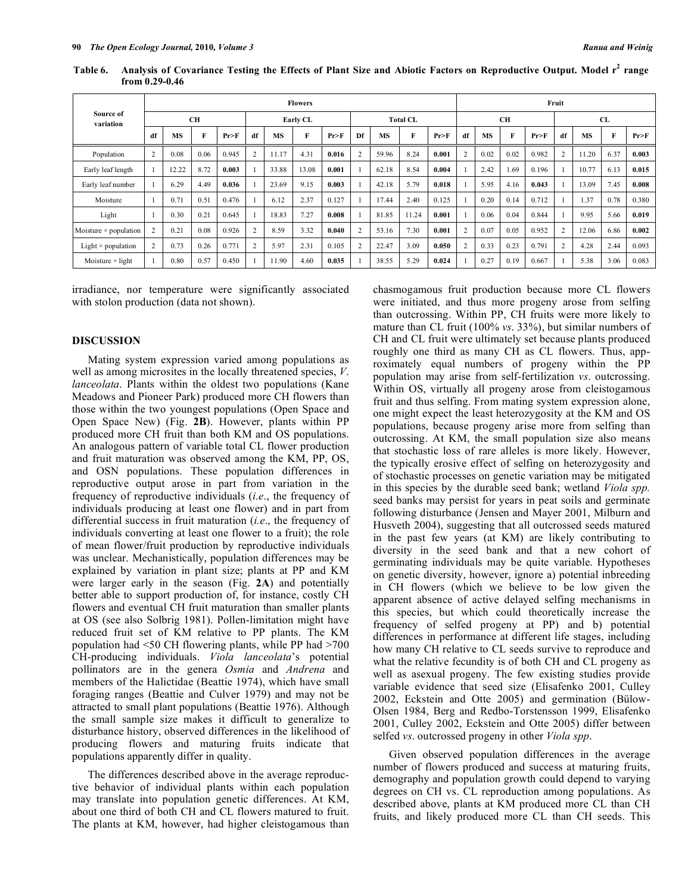**Table 6. Analysis of Covariance Testing the Effects of Plant Size and Abiotic Factors on Reproductive Output. Model $r^2$ range from 0.29-0.46**

| Source of variation | Flowers | | | | | | | | | | | | Fruit | | | | | | | |
|---|---|---|---|---|---|---|---|---|---|---|---|---|---|---|---|---|---|---|---|---|
| | CH | | | | Early CL | | | | Total CL | | | | CH | | | | CL | | | |
| | df | MS | F | Pr>F | df | MS | F | Pr>F | Df | MS | F | Pr>F | df | MS | F | Pr>F | df | MS | F | Pr>F |
| Population | 2 | 0.08 | 0.06 | 0.945 | 2 | 11.17 | 4.31 | **0.016** | 2 | 59.96 | 8.24 | **0.001** | 2 | 0.02 | 0.02 | 0.982 | 2 | 11.20 | 6.37 | **0.003** |
| Early leaf length | 1 | 12.22 | 8.72 | **0.003** | 1 | 33.88 | 13.08 | **0.001** | 1 | 62.18 | 8.54 | **0.004** | 1 | 2.42 | 1.69 | 0.196 | 1 | 10.77 | 6.13 | **0.015** |
| Early leaf number | 1 | 6.29 | 4.49 | **0.036** | 1 | 23.69 | 9.15 | **0.003** | 1 | 42.18 | 5.79 | **0.018** | 1 | 5.95 | 4.16 | **0.043** | 1 | 13.09 | 7.45 | **0.008** |
| Moisture | 1 | 0.71 | 0.51 | 0.476 | 1 | 6.12 | 2.37 | 0.127 | 1 | 17.44 | 2.40 | 0.125 | 1 | 0.20 | 0.14 | 0.712 | 1 | 1.37 | 0.78 | 0.380 |
| Light | 1 | 0.30 | 0.21 | 0.645 | 1 | 18.83 | 7.27 | **0.008** | 1 | 81.85 | 11.24 | **0.001** | 1 | 0.06 | 0.04 | 0.844 | 1 | 9.95 | 5.66 | **0.019** |
| Moisture × population | 2 | 0.21 | 0.08 | 0.926 | 2 | 8.59 | 3.32 | **0.040** | 2 | 53.16 | 7.30 | **0.001** | 2 | 0.07 | 0.05 | 0.952 | 2 | 12.06 | 6.86 | **0.002** |
| Light × population | 2 | 0.73 | 0.26 | 0.771 | 2 | 5.97 | 2.31 | 0.105 | 2 | 22.47 | 3.09 | **0.050** | 2 | 0.33 | 0.23 | 0.791 | 2 | 4.28 | 2.44 | 0.093 |
| Moisture × light | 1 | 0.80 | 0.57 | 0.450 | 1 | 11.90 | 4.60 | **0.035** | 1 | 38.55 | 5.29 | **0.024** | 1 | 0.27 | 0.19 | 0.667 | 1 | 5.38 | 3.06 | 0.083 |

irradiance, nor temperature were significantly associated with stolon production (data not shown).

## DISCUSSION

Mating system expression varied among populations as well as among microsites in the locally threatened species, *V. lanceolata*. Plants within the oldest two populations (Kane Meadows and Pioneer Park) produced more CH flowers than those within the two youngest populations (Open Space and Open Space New) (Fig. **2B**). However, plants within PP produced more CH fruit than both KM and OS populations. An analogous pattern of variable total CL flower production and fruit maturation was observed among the KM, PP, OS, and OSN populations. These population differences in reproductive output arose in part from variation in the frequency of reproductive individuals (*i.e*., the frequency of individuals producing at least one flower) and in part from differential success in fruit maturation (*i.e*., the frequency of individuals converting at least one flower to a fruit); the role of mean flower/fruit production by reproductive individuals was unclear. Mechanistically, population differences may be explained by variation in plant size; plants at PP and KM were larger early in the season (Fig. **2A**) and potentially better able to support production of, for instance, costly CH flowers and eventual CH fruit maturation than smaller plants at OS (see also Solbrig 1981). Pollen-limitation might have reduced fruit set of KM relative to PP plants. The KM population had <50 CH flowering plants, while PP had >700 CH-producing individuals. *Viola lanceolata*'s potential pollinators are in the genera *Osmia* and *Andrena* and members of the Halictidae (Beattie 1974), which have small foraging ranges (Beattie and Culver 1979) and may not be attracted to small plant populations (Beattie 1976). Although the small sample size makes it difficult to generalize to disturbance history, observed differences in the likelihood of producing flowers and maturing fruits indicate that populations apparently differ in quality.

The differences described above in the average reproductive behavior of individual plants within each population may translate into population genetic differences. At KM, about one third of both CH and CL flowers matured to fruit. The plants at KM, however, had higher cleistogamous than chasmogamous fruit production because more CL flowers were initiated, and thus more progeny arose from selfing than outcrossing. Within PP, CH fruits were more likely to mature than CL fruit (100% *vs*. 33%), but similar numbers of CH and CL fruit were ultimately set because plants produced roughly one third as many CH as CL flowers. Thus, approximately equal numbers of progeny within the PP population may arise from self-fertilization *vs*. outcrossing. Within OS, virtually all progeny arose from cleistogamous fruit and thus selfing. From mating system expression alone, one might expect the least heterozygosity at the KM and OS populations, because progeny arise more from selfing than outcrossing. At KM, the small population size also means that stochastic loss of rare alleles is more likely. However, the typically erosive effect of selfing on heterozygosity and of stochastic processes on genetic variation may be mitigated in this species by the durable seed bank; wetland *Viola spp.* seed banks may persist for years in peat soils and germinate following disturbance (Jensen and Mayer 2001, Milburn and Husveth 2004), suggesting that all outcrossed seeds matured in the past few years (at KM) are likely contributing to diversity in the seed bank and that a new cohort of germinating individuals may be quite variable. Hypotheses on genetic diversity, however, ignore a) potential inbreeding in CH flowers (which we believe to be low given the apparent absence of active delayed selfing mechanisms in this species, but which could theoretically increase the frequency of selfed progeny at PP) and b) potential differences in performance at different life stages, including how many CH relative to CL seeds survive to reproduce and what the relative fecundity is of both CH and CL progeny as well as asexual progeny. The few existing studies provide variable evidence that seed size (Elisafenko 2001, Culley 2002, Eckstein and Otte 2005) and germination (Bülow-Olsen 1984, Berg and Redbo-Torstensson 1999, Elisafenko 2001, Culley 2002, Eckstein and Otte 2005) differ between selfed *vs*. outcrossed progeny in other *Viola spp*.

Given observed population differences in the average number of flowers produced and success at maturing fruits, demography and population growth could depend to varying degrees on CH vs. CL reproduction among populations. As described above, plants at KM produced more CL than CH fruits, and likely produced more CL than CH seeds. This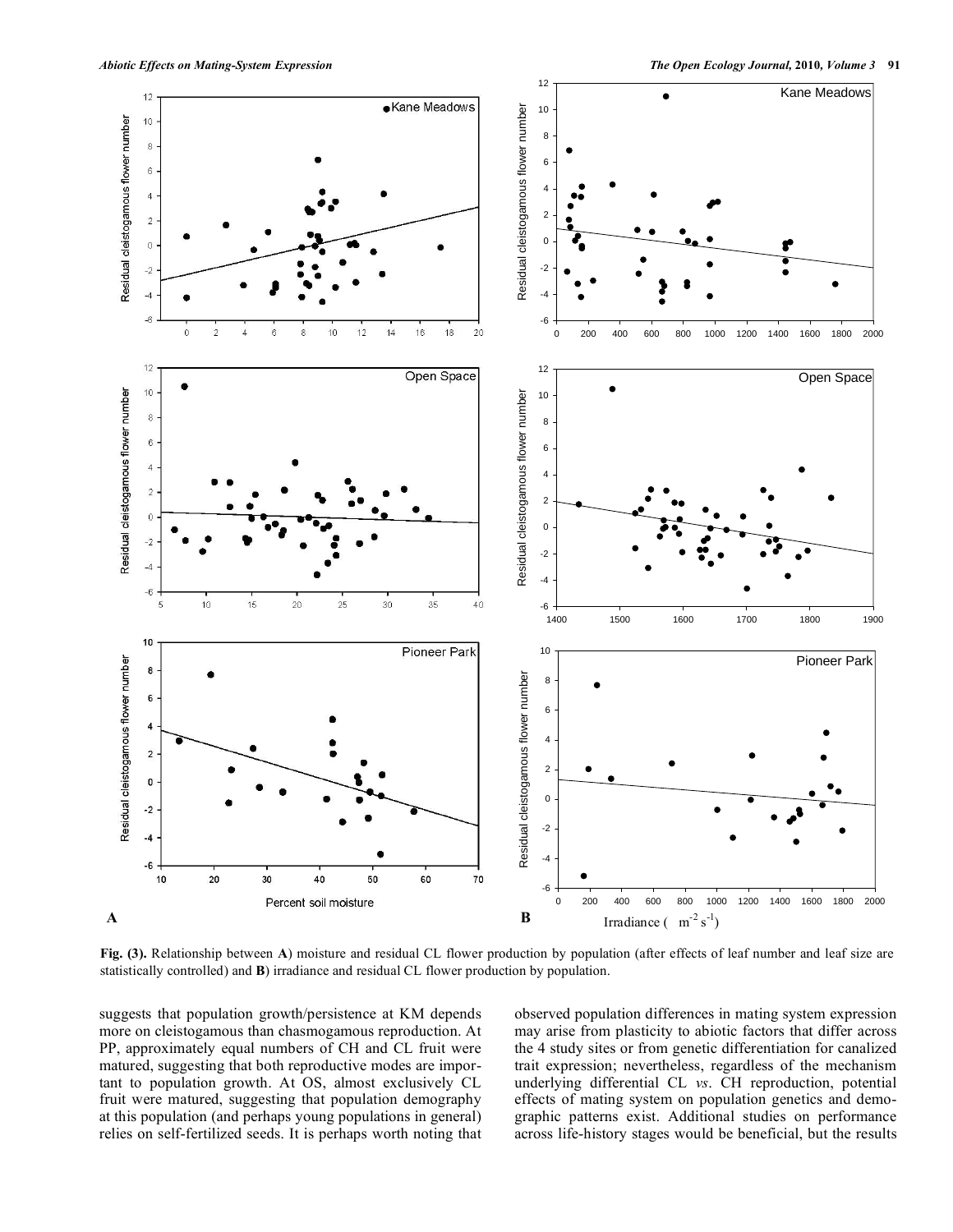Fig. (3). Relationship between **A**) moisture and residual CL flower production by population (after effects of leaf number and leaf size are statistically controlled) and **B**) irradiance and residual CL flower production by population.

suggests that population growth/persistence at KM depends more on cleistogamous than chasmogamous reproduction. At PP, approximately equal numbers of CH and CL fruit were matured, suggesting that both reproductive modes are important to population growth. At OS, almost exclusively CL fruit were matured, suggesting that population demography at this population (and perhaps young populations in general) relies on self-fertilized seeds. It is perhaps worth noting that observed population differences in mating system expression may arise from plasticity to abiotic factors that differ across the 4 study sites or from genetic differentiation for canalized trait expression; nevertheless, regardless of the mechanism underlying differential CL *vs*. CH reproduction, potential effects of mating system on population genetics and demographic patterns exist. Additional studies on performance across life-history stages would be beneficial, but the results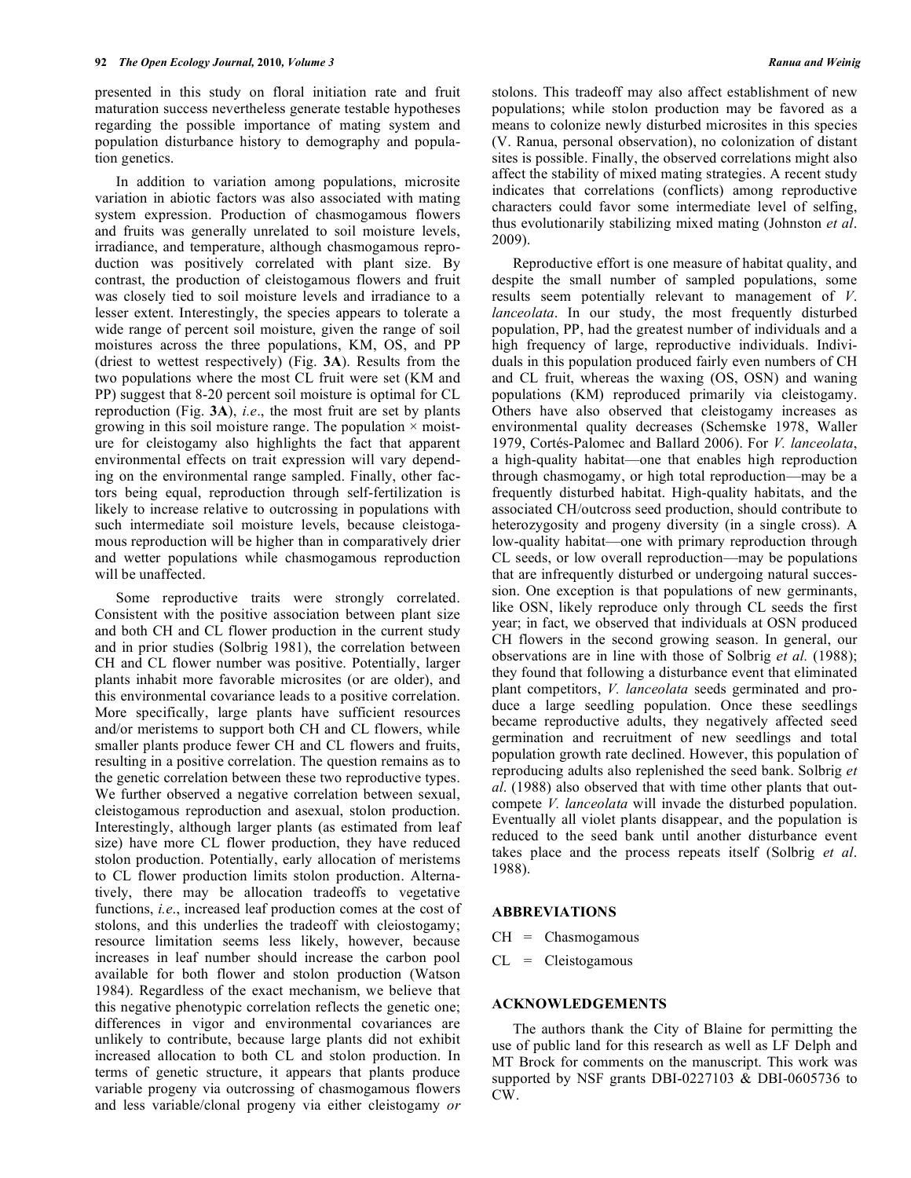presented in this study on floral initiation rate and fruit maturation success nevertheless generate testable hypotheses regarding the possible importance of mating system and population disturbance history to demography and population genetics.

In addition to variation among populations, microsite variation in abiotic factors was also associated with mating system expression. Production of chasmogamous flowers and fruits was generally unrelated to soil moisture levels, irradiance, and temperature, although chasmogamous reproduction was positively correlated with plant size. By contrast, the production of cleistogamous flowers and fruit was closely tied to soil moisture levels and irradiance to a lesser extent. Interestingly, the species appears to tolerate a wide range of percent soil moisture, given the range of soil moistures across the three populations, KM, OS, and PP (driest to wettest respectively) (Fig. **3A**). Results from the two populations where the most CL fruit were set (KM and PP) suggest that 8-20 percent soil moisture is optimal for CL reproduction (Fig. **3A**), *i.e*., the most fruit are set by plants growing in this soil moisture range. The population × moisture for cleistogamy also highlights the fact that apparent environmental effects on trait expression will vary depending on the environmental range sampled. Finally, other factors being equal, reproduction through self-fertilization is likely to increase relative to outcrossing in populations with such intermediate soil moisture levels, because cleistogamous reproduction will be higher than in comparatively drier and wetter populations while chasmogamous reproduction will be unaffected.

Some reproductive traits were strongly correlated. Consistent with the positive association between plant size and both CH and CL flower production in the current study and in prior studies (Solbrig 1981), the correlation between CH and CL flower number was positive. Potentially, larger plants inhabit more favorable microsites (or are older), and this environmental covariance leads to a positive correlation. More specifically, large plants have sufficient resources and/or meristems to support both CH and CL flowers, while smaller plants produce fewer CH and CL flowers and fruits, resulting in a positive correlation. The question remains as to the genetic correlation between these two reproductive types. We further observed a negative correlation between sexual, cleistogamous reproduction and asexual, stolon production. Interestingly, although larger plants (as estimated from leaf size) have more CL flower production, they have reduced stolon production. Potentially, early allocation of meristems to CL flower production limits stolon production. Alternatively, there may be allocation tradeoffs to vegetative functions, *i.e*., increased leaf production comes at the cost of stolons, and this underlies the tradeoff with cleiostogamy; resource limitation seems less likely, however, because increases in leaf number should increase the carbon pool available for both flower and stolon production (Watson 1984). Regardless of the exact mechanism, we believe that this negative phenotypic correlation reflects the genetic one; differences in vigor and environmental covariances are unlikely to contribute, because large plants did not exhibit increased allocation to both CL and stolon production. In terms of genetic structure, it appears that plants produce variable progeny via outcrossing of chasmogamous flowers and less variable/clonal progeny via either cleistogamy *or* stolons. This tradeoff may also affect establishment of new populations; while stolon production may be favored as a means to colonize newly disturbed microsites in this species (V. Ranua, personal observation), no colonization of distant sites is possible. Finally, the observed correlations might also affect the stability of mixed mating strategies. A recent study indicates that correlations (conflicts) among reproductive characters could favor some intermediate level of selfing, thus evolutionarily stabilizing mixed mating (Johnston *et al*. 2009).

Reproductive effort is one measure of habitat quality, and despite the small number of sampled populations, some results seem potentially relevant to management of *V. lanceolata*. In our study, the most frequently disturbed population, PP, had the greatest number of individuals and a high frequency of large, reproductive individuals. Individuals in this population produced fairly even numbers of CH and CL fruit, whereas the waxing (OS, OSN) and waning populations (KM) reproduced primarily via cleistogamy. Others have also observed that cleistogamy increases as environmental quality decreases (Schemske 1978, Waller 1979, Cortés-Palomec and Ballard 2006). For *V. lanceolata*, a high-quality habitat—one that enables high reproduction through chasmogamy, or high total reproduction—may be a frequently disturbed habitat. High-quality habitats, and the associated CH/outcross seed production, should contribute to heterozygosity and progeny diversity (in a single cross). A low-quality habitat—one with primary reproduction through CL seeds, or low overall reproduction—may be populations that are infrequently disturbed or undergoing natural succession. One exception is that populations of new germinants, like OSN, likely reproduce only through CL seeds the first year; in fact, we observed that individuals at OSN produced CH flowers in the second growing season. In general, our observations are in line with those of Solbrig *et al.* (1988); they found that following a disturbance event that eliminated plant competitors, *V. lanceolata* seeds germinated and produce a large seedling population. Once these seedlings became reproductive adults, they negatively affected seed germination and recruitment of new seedlings and total population growth rate declined. However, this population of reproducing adults also replenished the seed bank. Solbrig *et al*. (1988) also observed that with time other plants that outcompete *V. lanceolata* will invade the disturbed population. Eventually all violet plants disappear, and the population is reduced to the seed bank until another disturbance event takes place and the process repeats itself (Solbrig *et al*. 1988).

## ABBREVIATIONS

CH = Chasmogamous

CL = Cleistogamous

## ACKNOWLEDGEMENTS

The authors thank the City of Blaine for permitting the use of public land for this research as well as LF Delph and MT Brock for comments on the manuscript. This work was supported by NSF grants DBI-0227103 & DBI-0605736 to CW.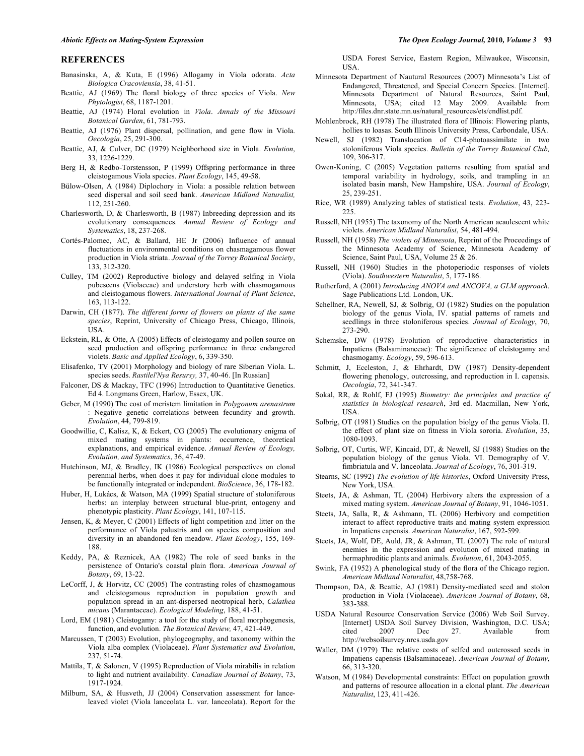## REFERENCES

Banasinska, A, & Kuta, E (1996) Allogamy in Viola odorata. *Acta Biologica Cracoviensia*, 38, 41-51.

Beattie, AJ (1969) The floral biology of three species of Viola. *New Phytologist*, 68, 1187-1201.

Beattie, AJ (1974) Floral evolution in *Viola*. *Annals of the Missouri Botanical Garden*, 61, 781-793.

Beattie, AJ (1976) Plant dispersal, pollination, and gene flow in Viola. *Oecologia*, 25, 291-300.

Beattie, AJ, & Culver, DC (1979) Neighborhood size in Viola. *Evolution*, 33, 1226-1229.

Berg H, & Redbo-Torstensson, P (1999) Offspring performance in three cleistogamous Viola species. *Plant Ecology*, 145, 49-58.

Bülow-Olsen, A (1984) Diplochory in Viola: a possible relation between seed dispersal and soil seed bank. *American Midland Naturalist,* 112, 251-260.

Charlesworth, D, & Charlesworth, B (1987) Inbreeding depression and its evolutionary consequences. *Annual Review of Ecology and Systematics*, 18, 237-268.

Cortés-Palomec, AC, & Ballard, HE Jr (2006) Influence of annual fluctuations in environmental conditions on chasmagamous flower production in Viola striata. *Journal of the Torrey Botanical Society*, 133, 312-320.

Culley, TM (2002) Reproductive biology and delayed selfing in Viola pubescens (Violaceae) and understory herb with chasmogamous and cleistogamous flowers. *International Journal of Plant Science*, 163, 113-122.

Darwin, CH (1877). *The different forms of flowers on plants of the same species*, Reprint, University of Chicago Press, Chicago, Illinois, USA.

Eckstein, RL, & Otte, A (2005) Effects of cleistogamy and pollen source on seed production and offspring performance in three endangered violets. *Basic and Applied Ecology*, 6, 339-350.

Elisafenko, TV (2001) Morphology and biology of rare Siberian Viola. L. species seeds. *Rastilel'Nya Resursy,* 37, 40-46. [In Russian]

Falconer, DS & Mackay, TFC (1996) Introduction to Quantitative Genetics. Ed 4. Longmans Green, Harlow, Essex, UK.

Geber, M (1990) The cost of meristem limitation in *Polygonum arenastrum* : Negative genetic correlations between fecundity and growth. *Evolution*, 44, 799-819.

Goodwillie, C, Kalisz, K, & Eckert, CG (2005) The evolutionary enigma of mixed mating systems in plants: occurrence, theoretical explanations, and empirical evidence. *Annual Review of Ecology, Evolution, and Systematics*, 36, 47-49.

Hutchinson, MJ, & Bradley, IK (1986) Ecological perspectives on clonal perennial herbs, when does it pay for individual clone modules to be functionally integrated or independent. *BioScience*, 36, 178-182.

Huber, H, Lukács, & Watson, MA (1999) Spatial structure of stoloniferous herbs: an interplay between structural blue-print, ontogeny and phenotypic plasticity. *Plant Ecology*, 141, 107-115.

Jensen, K, & Meyer, C (2001) Effects of light competition and litter on the performance of Viola palustris and on species composition and diversity in an abandoned fen meadow. *Plant Ecology*, 155, 169-188.

Keddy, PA, & Reznicek, AA (1982) The role of seed banks in the persistence of Ontario's coastal plain flora. *American Journal of Botany*, 69, 13-22.

LeCorff, J, & Horvitz, CC (2005) The contrasting roles of chasmogamous and cleistogamous reproduction in population growth and population spread in an ant-dispersed neotropical herb, *Calathea micans* (Marantaceae). *Ecological Modeling*, 188, 41-51.

Lord, EM (1981) Cleistogamy: a tool for the study of floral morphogenesis, function, and evolution. *The Botanical Review,* 47, 421-449.

Marcussen, T (2003) Evolution, phylogeography, and taxonomy within the Viola alba complex (Violaceae). *Plant Systematics and Evolution*, 237, 51-74.

Mattila, T, & Salonen, V (1995) Reproduction of Viola mirabilis in relation to light and nutrient availability. *Canadian Journal of Botany*, 73, 1917-1924.

Milburn, SA, & Husveth, JJ (2004) Conservation assessment for lance-leaved violet (Viola lanceolata L. var. lanceolata). Report for the USDA Forest Service, Eastern Region, Milwaukee, Wisconsin, USA.

Minnesota Department of Nautural Resources (2007) Minnesota's List of Endangered, Threatened, and Special Concern Species. [Internet]. Minnesota Department of Natural Resources, Saint Paul, Minnesota, USA; cited 12 May 2009. Available from http:/files.dnr.state.mn.us/natural_resources/ets/endlist.pdf.

Mohlenbrock, RH (1978) The illustrated flora of Illinois: Flowering plants, hollies to loasas. South Illinois University Press, Carbondale, USA.

Newell, SJ (1982) Translocation of C14-photoassimilate in two stoloniferous Viola species. *Bulletin of the Torrey Botanical Club,* 109, 306-317.

Owen-Koning, C (2005) Vegetation patterns resulting from spatial and temporal variability in hydrology, soils, and trampling in an isolated basin marsh, New Hampshire, USA. *Journal of Ecology*, 25, 239-251.

Rice, WR (1989) Analyzing tables of statistical tests. *Evolution*, 43, 223-225.

Russell, NH (1955) The taxonomy of the North American acaulescent white violets. *American Midland Naturalist*, 54, 481-494.

Russell, NH (1958) *The violets of Minnesota*, Reprint of the Proceedings of the Minnesota Academy of Science, Minnesota Academy of Science, Saint Paul, USA, Volume 25 & 26.

Russell, NH (1960) Studies in the photoperiodic responses of violets (Viola). *Southwestern Naturalist*, 5, 177-186.

Rutherford, A (2001) *Introducing ANOVA and ANCOVA, a GLM approach.* Sage Publications Ltd. London, UK.

Schellner, RA, Newell, SJ, & Solbrig, OJ (1982) Studies on the population biology of the genus Viola, IV. spatial patterns of ramets and seedlings in three stoloniferous species. *Journal of Ecology*, 70, 273-290.

Schemske, DW (1978) Evolution of reproductive characteristics in Impatiens (Balsaminanceae): The significance of cleistogamy and chasmogamy. *Ecology*, 59, 596-613.

Schmitt, J, Eccleston, J, & Ehrhardt, DW (1987) Density-dependent flowering phenology, outcrossing, and reproduction in I. capensis. *Oecologia*, 72, 341-347.

Sokal, RR, & Rohlf, FJ (1995) *Biometry: the principles and practice of statistics in biological research*, 3rd ed. Macmillan, New York, USA.

Solbrig, OT (1981) Studies on the population biolgy of the genus Viola. II. the effect of plant size on fitness in Viola sororia. *Evolution*, 35, 1080-1093.

Solbrig, OT, Curtis, WF, Kincaid, DT, & Newell, SJ (1988) Studies on the population biology of the genus Viola. VI. Demography of V. fimbriatula and V. lanceolata. *Journal of Ecology*, 76, 301-319.

Stearns, SC (1992) *The evolution of life histories*, Oxford University Press, New York, USA.

Steets, JA, & Ashman, TL (2004) Herbivory alters the expression of a mixed mating system. *American Journal of Botany*, 91, 1046-1051.

Steets, JA, Salla, R, & Ashmann, TL (2006) Herbivory and competition interact to affect reproductive traits and mating system expression in Impatiens capensis. *American Naturalist*, 167, 592-599.

Steets, JA, Wolf, DE, Auld, JR, & Ashman, TL (2007) The role of natural enemies in the expression and evolution of mixed mating in hermaphroditic plants and animals. *Evolution*, 61, 2043-2055.

Swink, FA (1952) A phenological study of the flora of the Chicago region. *American Midland Naturalist*, 48,758-768.

Thompson, DA, & Beattie, AJ (1981) Density-mediated seed and stolon production in Viola (Violaceae). *American Journal of Botany*, 68, 383-388.

USDA Natural Resource Conservation Service (2006) Web Soil Survey. [Internet] USDA Soil Survey Division, Washington, D.C. USA; cited 2007 Dec 27. Available from http://websoilsurvey.nrcs.usda.gov

Waller, DM (1979) The relative costs of selfed and outcrossed seeds in Impatiens capensis (Balsaminaceae). *American Journal of Botany*, 66, 313-320.

Watson, M (1984) Developmental constraints: Effect on population growth and patterns of resource allocation in a clonal plant. *The American Naturalist*, 123, 411-426.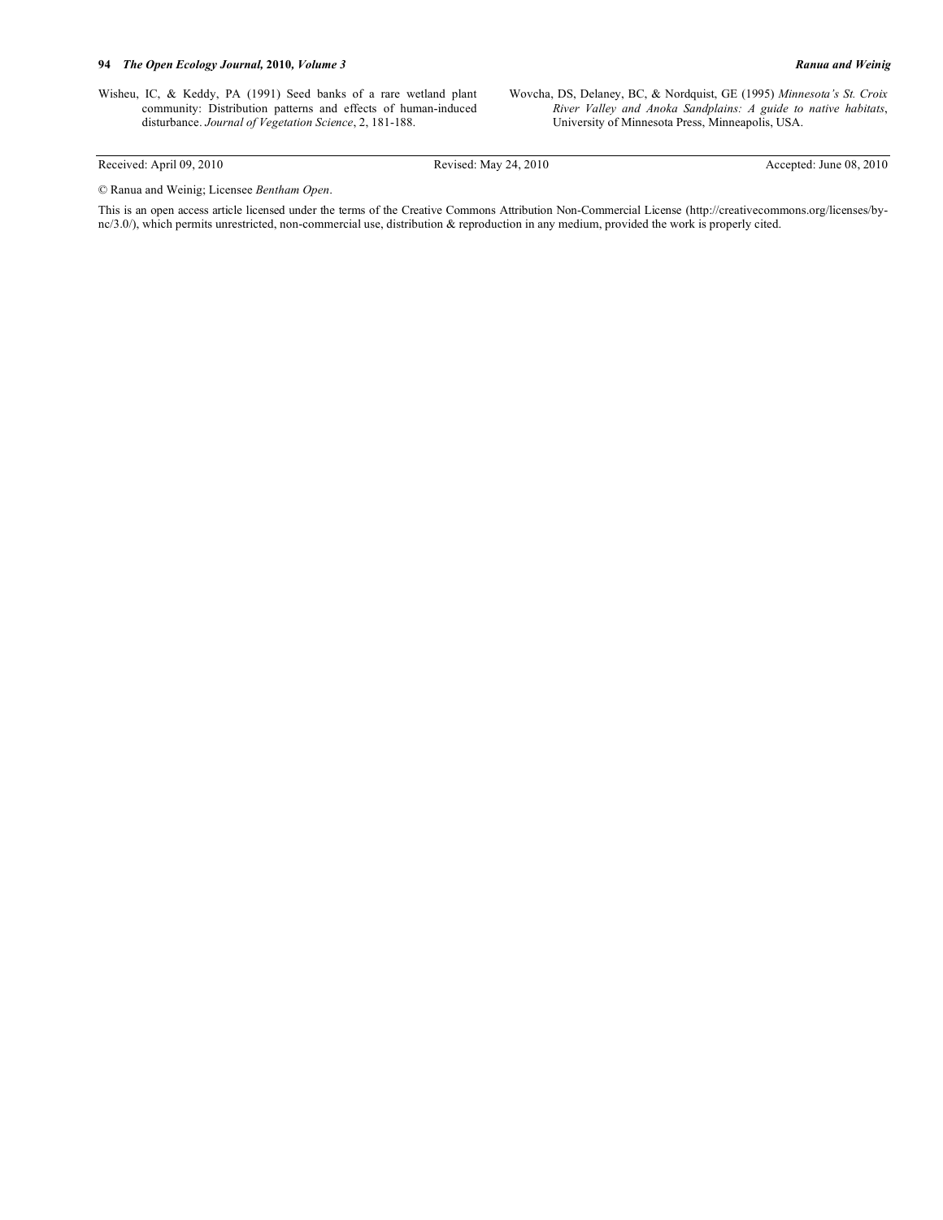Wisheu, IC, & Keddy, PA (1991) Seed banks of a rare wetland plant community: Distribution patterns and effects of human-induced disturbance. *Journal of Vegetation Science*, 2, 181-188.

Wovcha, DS, Delaney, BC, & Nordquist, GE (1995) *Minnesota's St. Croix River Valley and Anoka Sandplains: A guide to native habitats*, University of Minnesota Press, Minneapolis, USA.

Received: April 09, 2010 Revised: May 24, 2010 Accepted: June 08, 2010

© Ranua and Weinig; Licensee *Bentham Open*.

This is an open access article licensed under the terms of the Creative Commons Attribution Non-Commercial License (http://creativecommons.org/licenses/by-nc/3.0/), which permits unrestricted, non-commercial use, distribution & reproduction in any medium, provided the work is properly cited.